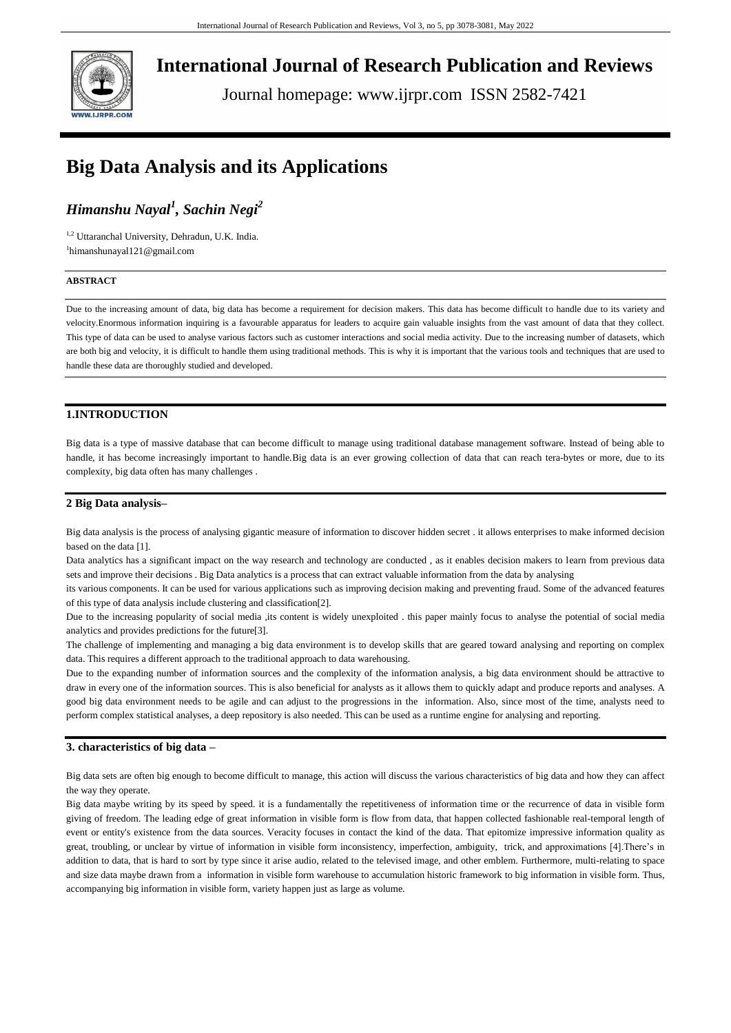# International Journal of Research Publication and Reviews

Journal homepage: www.ijrpr.com ISSN 2582-7421

# Big Data Analysis and its Applications

***Himanshu Nayal[1], Sachin Negi[2]***

[1,2] Uttaranchal University, Dehradun, U.K. India.
[1]himanshunayal121@gmail.com

**ABSTRACT**

Due to the increasing amount of data, big data has become a requirement for decision makers. This data has become difficult to handle due to its variety and velocity.Enormous information inquiring is a favourable apparatus for leaders to acquire gain valuable insights from the vast amount of data that they collect. This type of data can be used to analyse various factors such as customer interactions and social media activity. Due to the increasing number of datasets, which are both big and velocity, it is difficult to handle them using traditional methods. This is why it is important that the various tools and techniques that are used to handle these data are thoroughly studied and developed.

## 1.INTRODUCTION

Big data is a type of massive database that can become difficult to manage using traditional database management software. Instead of being able to handle, it has become increasingly important to handle.Big data is an ever growing collection of data that can reach tera-bytes or more, due to its complexity, big data often has many challenges .

## 2 Big Data analysis–

Big data analysis is the process of analysing gigantic measure of information to discover hidden secret . it allows enterprises to make informed decision based on the data [1].

Data analytics has a significant impact on the way research and technology are conducted , as it enables decision makers to learn from previous data sets and improve their decisions . Big Data analytics is a process that can extract valuable information from the data by analysing its various components. It can be used for various applications such as improving decision making and preventing fraud. Some of the advanced features of this type of data analysis include clustering and classification[2].

Due to the increasing popularity of social media ,its content is widely unexploited . this paper mainly focus to analyse the potential of social media analytics and provides predictions for the future[3].

The challenge of implementing and managing a big data environment is to develop skills that are geared toward analysing and reporting on complex data. This requires a different approach to the traditional approach to data warehousing.

Due to the expanding number of information sources and the complexity of the information analysis, a big data environment should be attractive to draw in every one of the information sources. This is also beneficial for analysts as it allows them to quickly adapt and produce reports and analyses. A good big data environment needs to be agile and can adjust to the progressions in the information. Also, since most of the time, analysts need to perform complex statistical analyses, a deep repository is also needed. This can be used as a runtime engine for analysing and reporting.

## 3. characteristics of big data –

Big data sets are often big enough to become difficult to manage, this action will discuss the various characteristics of big data and how they can affect the way they operate.

Big data maybe writing by its speed by speed. it is a fundamentally the repetitiveness of information time or the recurrence of data in visible form giving of freedom. The leading edge of great information in visible form is flow from data, that happen collected fashionable real-temporal length of event or entity's existence from the data sources. Veracity focuses in contact the kind of the data. That epitomize impressive information quality as great, troubling, or unclear by virtue of information in visible form inconsistency, imperfection, ambiguity, trick, and approximations [4].There's in addition to data, that is hard to sort by type since it arise audio, related to the televised image, and other emblem. Furthermore, multi-relating to space and size data maybe drawn from a information in visible form warehouse to accumulation historic framework to big information in visible form. Thus, accompanying big information in visible form, variety happen just as large as volume.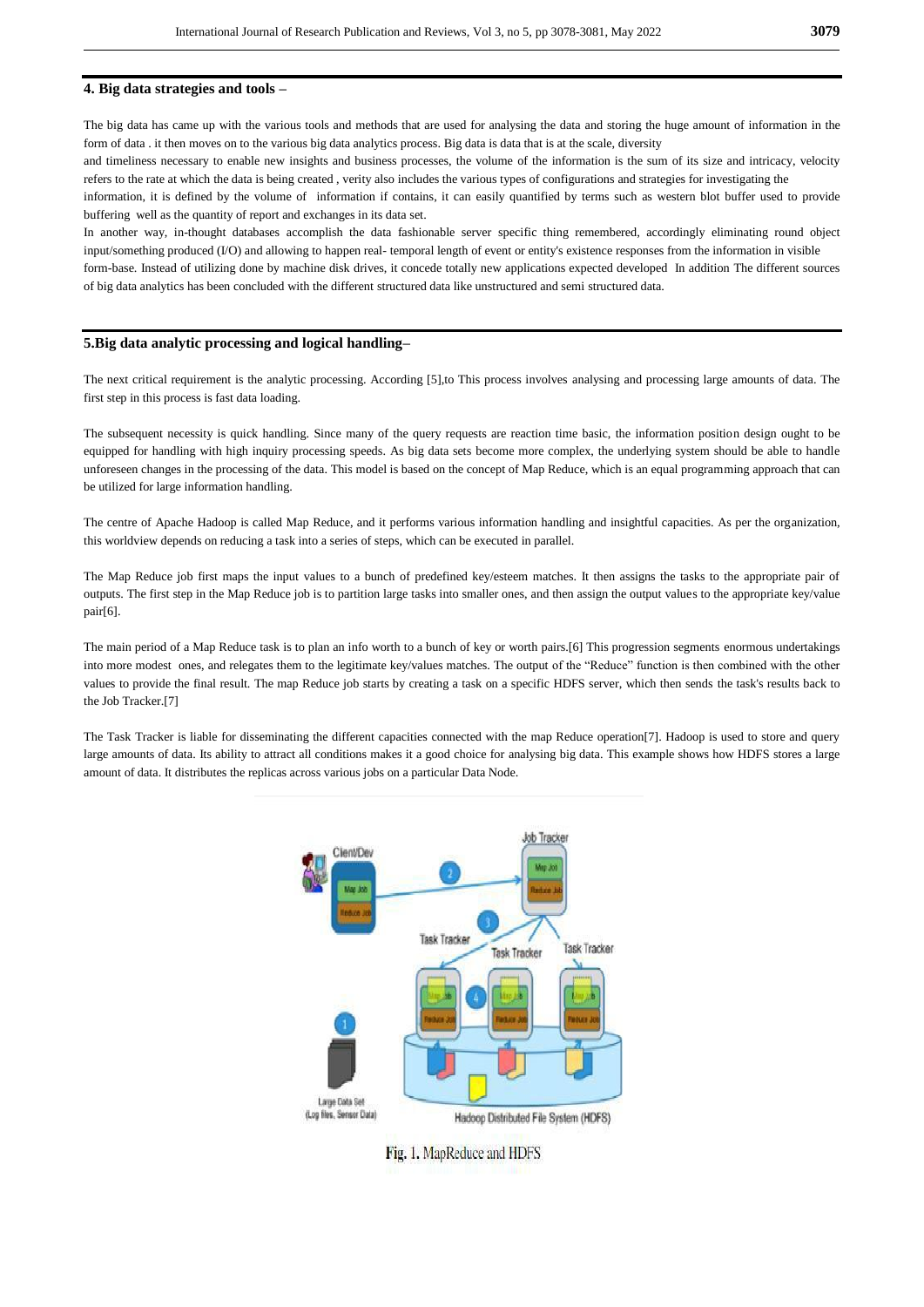## 4. Big data strategies and tools –

The big data has came up with the various tools and methods that are used for analysing the data and storing the huge amount of information in the form of data . it then moves on to the various big data analytics process. Big data is data that is at the scale, diversity and timeliness necessary to enable new insights and business processes, the volume of the information is the sum of its size and intricacy, velocity refers to the rate at which the data is being created , verity also includes the various types of configurations and strategies for investigating the information, it is defined by the volume of information if contains, it can easily quantified by terms such as western blot buffer used to provide buffering well as the quantity of report and exchanges in its data set.

In another way, in-thought databases accomplish the data fashionable server specific thing remembered, accordingly eliminating round object input/something produced (I/O) and allowing to happen real- temporal length of event or entity's existence responses from the information in visible form-base. Instead of utilizing done by machine disk drives, it concede totally new applications expected developed In addition The different sources of big data analytics has been concluded with the different structured data like unstructured and semi structured data.

## 5.Big data analytic processing and logical handling–

The next critical requirement is the analytic processing. According [5],to This process involves analysing and processing large amounts of data. The first step in this process is fast data loading.

The subsequent necessity is quick handling. Since many of the query requests are reaction time basic, the information position design ought to be equipped for handling with high inquiry processing speeds. As big data sets become more complex, the underlying system should be able to handle unforeseen changes in the processing of the data. This model is based on the concept of Map Reduce, which is an equal programming approach that can be utilized for large information handling.

The centre of Apache Hadoop is called Map Reduce, and it performs various information handling and insightful capacities. As per the organization, this worldview depends on reducing a task into a series of steps, which can be executed in parallel.

The Map Reduce job first maps the input values to a bunch of predefined key/esteem matches. It then assigns the tasks to the appropriate pair of outputs. The first step in the Map Reduce job is to partition large tasks into smaller ones, and then assign the output values to the appropriate key/value pair[6].

The main period of a Map Reduce task is to plan an info worth to a bunch of key or worth pairs.[6] This progression segments enormous undertakings into more modest ones, and relegates them to the legitimate key/values matches. The output of the "Reduce" function is then combined with the other values to provide the final result. The map Reduce job starts by creating a task on a specific HDFS server, which then sends the task's results back to the Job Tracker.[7]

The Task Tracker is liable for disseminating the different capacities connected with the map Reduce operation[7]. Hadoop is used to store and query large amounts of data. Its ability to attract all conditions makes it a good choice for analysing big data. This example shows how HDFS stores a large amount of data. It distributes the replicas across various jobs on a particular Data Node.

Fig. 1. MapReduce and HDFS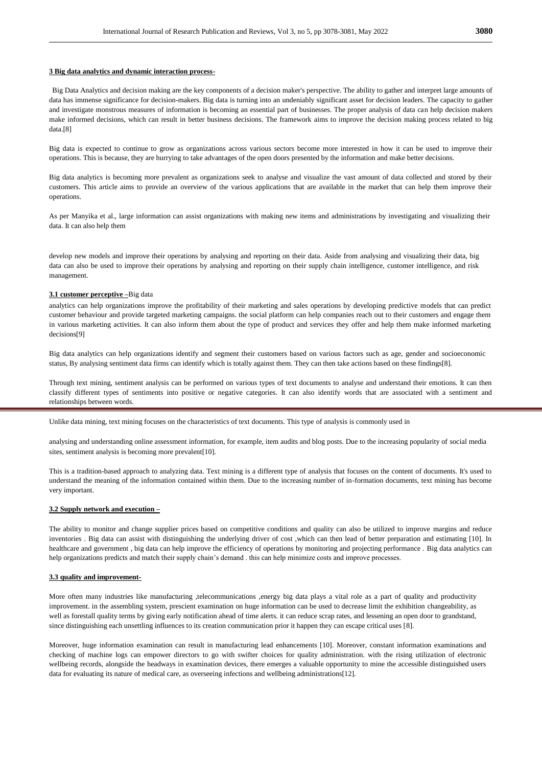### 3 Big data analytics and dynamic interaction process-

Big Data Analytics and decision making are the key components of a decision maker's perspective. The ability to gather and interpret large amounts of data has immense significance for decision-makers. Big data is turning into an undeniably significant asset for decision leaders. The capacity to gather and investigate monstrous measures of information is becoming an essential part of businesses. The proper analysis of data can help decision makers make informed decisions, which can result in better business decisions. The framework aims to improve the decision making process related to big data.[8]

Big data is expected to continue to grow as organizations across various sectors become more interested in how it can be used to improve their operations. This is because, they are hurrying to take advantages of the open doors presented by the information and make better decisions.

Big data analytics is becoming more prevalent as organizations seek to analyse and visualize the vast amount of data collected and stored by their customers. This article aims to provide an overview of the various applications that are available in the market that can help them improve their operations.

As per Manyika et al., large information can assist organizations with making new items and administrations by investigating and visualizing their data. It can also help them develop new models and improve their operations by analysing and reporting on their data. Aside from analysing and visualizing their data, big data can also be used to improve their operations by analysing and reporting on their supply chain intelligence, customer intelligence, and risk management.

#### 3.1 customer perceptive –

Big data analytics can help organizations improve the profitability of their marketing and sales operations by developing predictive models that can predict customer behaviour and provide targeted marketing campaigns. the social platform can help companies reach out to their customers and engage them in various marketing activities. It can also inform them about the type of product and services they offer and help them make informed marketing decisions[9]

Big data analytics can help organizations identify and segment their customers based on various factors such as age, gender and socioeconomic status, By analysing sentiment data firms can identify which is totally against them. They can then take actions based on these findings[8].

Through text mining, sentiment analysis can be performed on various types of text documents to analyse and understand their emotions. It can then classify different types of sentiments into positive or negative categories. It can also identify words that are associated with a sentiment and relationships between words.

Unlike data mining, text mining focuses on the characteristics of text documents. This type of analysis is commonly used in analysing and understanding online assessment information, for example, item audits and blog posts. Due to the increasing popularity of social media sites, sentiment analysis is becoming more prevalent[10].

This is a tradition-based approach to analyzing data. Text mining is a different type of analysis that focuses on the content of documents. It's used to understand the meaning of the information contained within them. Due to the increasing number of in-formation documents, text mining has become very important.

#### 3.2 Supply network and execution –

The ability to monitor and change supplier prices based on competitive conditions and quality can also be utilized to improve margins and reduce inventories . Big data can assist with distinguishing the underlying driver of cost ,which can then lead of better preparation and estimating [10]. In healthcare and government , big data can help improve the efficiency of operations by monitoring and projecting performance . Big data analytics can help organizations predicts and match their supply chain's demand . this can help minimize costs and improve processes.

#### 3.3 quality and improvement-

More often many industries like manufacturing ,telecommunications ,energy big data plays a vital role as a part of quality and productivity improvement. in the assembling system, prescient examination on huge information can be used to decrease limit the exhibition changeability, as well as forestall quality terms by giving early notification ahead of time alerts. it can reduce scrap rates, and lessening an open door to grandstand, since distinguishing each unsettling influences to its creation communication prior it happen they can escape critical uses [8].

Moreover, huge information examination can result in manufacturing lead enhancements [10]. Moreover, constant information examinations and checking of machine logs can empower directors to go with swifter choices for quality administration. with the rising utilization of electronic wellbeing records, alongside the headways in examination devices, there emerges a valuable opportunity to mine the accessible distinguished users data for evaluating its nature of medical care, as overseeing infections and wellbeing administrations[12].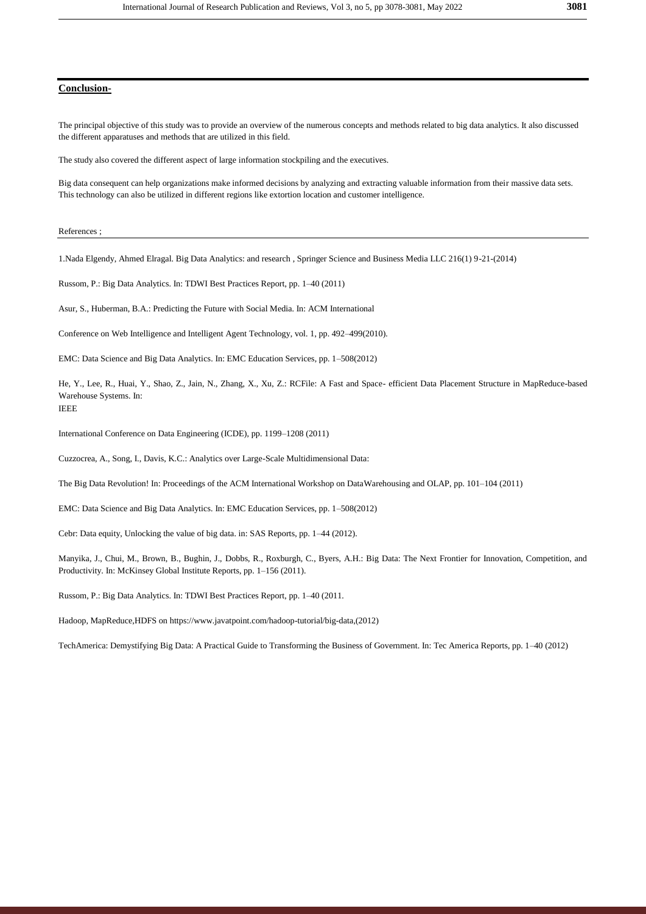## Conclusion-

The principal objective of this study was to provide an overview of the numerous concepts and methods related to big data analytics. It also discussed the different apparatuses and methods that are utilized in this field.

The study also covered the different aspect of large information stockpiling and the executives.

Big data consequent can help organizations make informed decisions by analyzing and extracting valuable information from their massive data sets. This technology can also be utilized in different regions like extortion location and customer intelligence.

References ;

1.Nada Elgendy, Ahmed Elragal. Big Data Analytics: and research , Springer Science and Business Media LLC 216(1) 9-21-(2014)

Russom, P.: Big Data Analytics. In: TDWI Best Practices Report, pp. 1–40 (2011)

Asur, S., Huberman, B.A.: Predicting the Future with Social Media. In: ACM International

Conference on Web Intelligence and Intelligent Agent Technology, vol. 1, pp. 492–499(2010).

EMC: Data Science and Big Data Analytics. In: EMC Education Services, pp. 1–508(2012)

He, Y., Lee, R., Huai, Y., Shao, Z., Jain, N., Zhang, X., Xu, Z.: RCFile: A Fast and Space- efficient Data Placement Structure in MapReduce-based Warehouse Systems. In:
IEEE

International Conference on Data Engineering (ICDE), pp. 1199–1208 (2011)

Cuzzocrea, A., Song, I., Davis, K.C.: Analytics over Large-Scale Multidimensional Data:

The Big Data Revolution! In: Proceedings of the ACM International Workshop on DataWarehousing and OLAP, pp. 101–104 (2011)

EMC: Data Science and Big Data Analytics. In: EMC Education Services, pp. 1–508(2012)

Cebr: Data equity, Unlocking the value of big data. in: SAS Reports, pp. 1–44 (2012).

Manyika, J., Chui, M., Brown, B., Bughin, J., Dobbs, R., Roxburgh, C., Byers, A.H.: Big Data: The Next Frontier for Innovation, Competition, and Productivity. In: McKinsey Global Institute Reports, pp. 1–156 (2011).

Russom, P.: Big Data Analytics. In: TDWI Best Practices Report, pp. 1–40 (2011.

Hadoop, MapReduce,HDFS on https://www.javatpoint.com/hadoop-tutorial/big-data,(2012)

TechAmerica: Demystifying Big Data: A Practical Guide to Transforming the Business of Government. In: Tec America Reports, pp. 1–40 (2012)